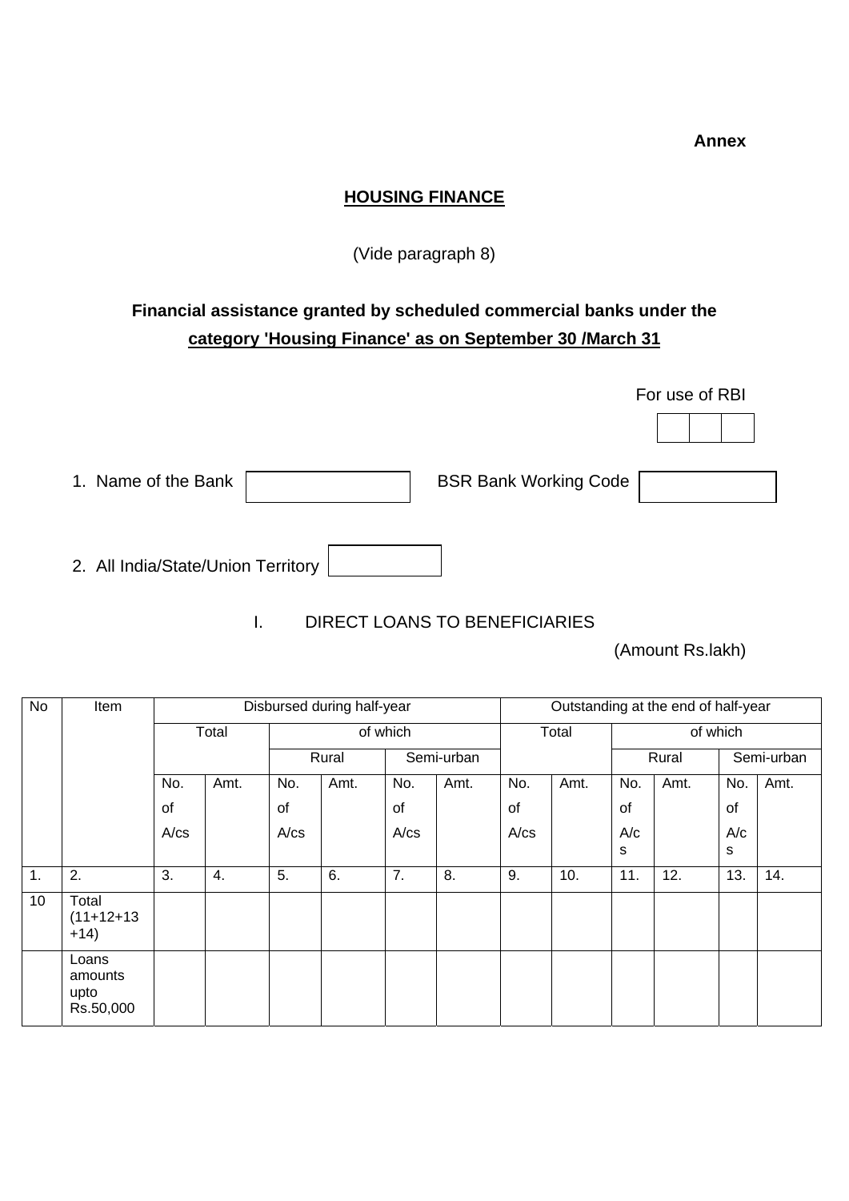**Annex**

## HOUSING FINANCE

(Vide paragraph 8)

### Financial assistance granted by scheduled commercial banks under the category 'Housing Finance' as on September 30 /March 31

For use of RBI

| | | |
|---|---|---|
| | | |

1. Name of the Bank [ ] BSR Bank Working Code [ ]

2. All India/State/Union Territory [ ]

I. DIRECT LOANS TO BENEFICIARIES

(Amount Rs.lakh)

| No | Item | Disbursed during half-year | | | | | | Outstanding at the end of half-year | | | | | |
|---|---|---|---|---|---|---|---|---|---|---|---|---|---|
| | | Total | | of which | | | | Total | | of which | | | |
| | | | | Rural | | Semi-urban | | | | Rural | | Semi-urban | |
| | | No. of A/cs | Amt. | No. of A/cs | Amt. | No. of A/cs | Amt. | No. of A/cs | Amt. | No. of A/cs | Amt. | No. of A/cs | Amt. |
| 1. | 2. | 3. | 4. | 5. | 6. | 7. | 8. | 9. | 10. | 11. | 12. | 13. | 14. |
| 10 | Total (11+12+13 +14) | | | | | | | | | | | | |
| | Loans amounts upto Rs.50,000 | | | | | | | | | | | | |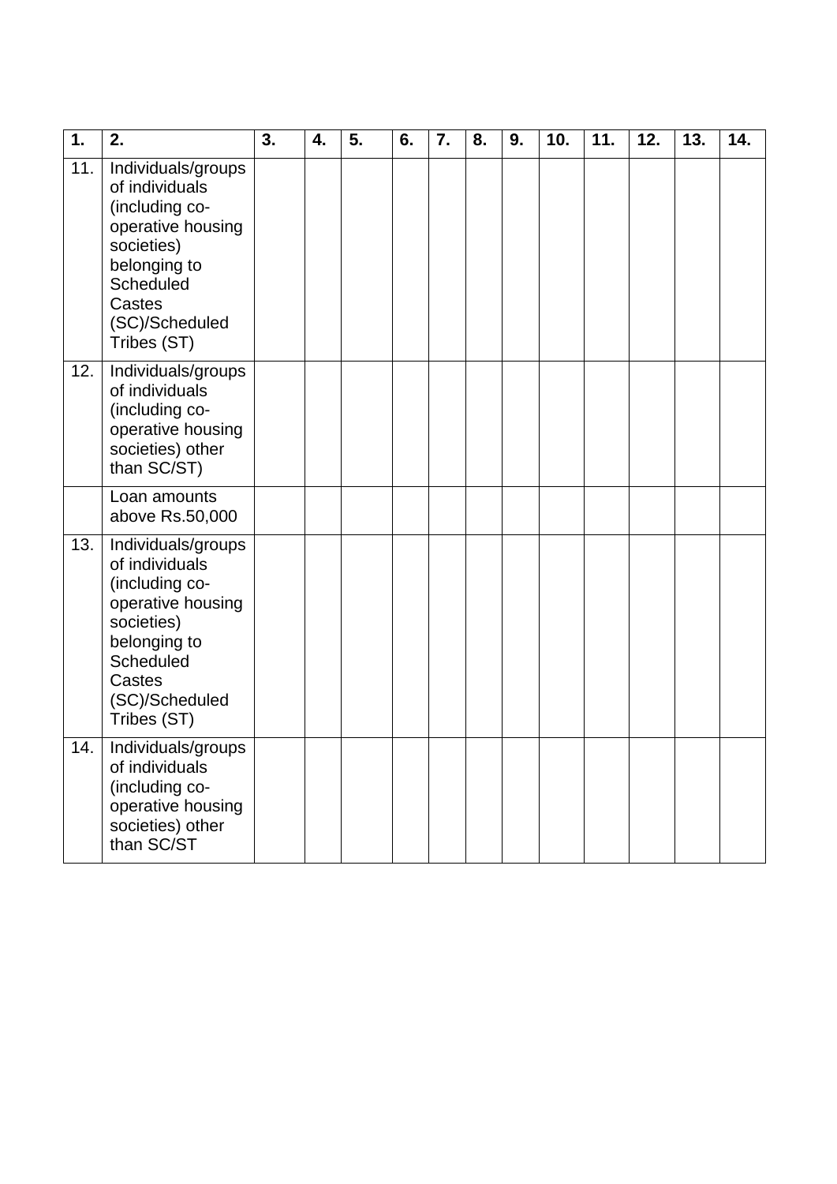| 1. | 2. | 3. | 4. | 5. | 6. | 7. | 8. | 9. | 10. | 11. | 12. | 13. | 14. |
|---|---|---|---|---|---|---|---|---|---|---|---|---|---|
| 11. | Individuals/groups of individuals (including co-operative housing societies) belonging to Scheduled Castes (SC)/Scheduled Tribes (ST) | | | | | | | | | | | | |
| 12. | Individuals/groups of individuals (including co-operative housing societies) other than SC/ST) | | | | | | | | | | | | |
| | Loan amounts above Rs.50,000 | | | | | | | | | | | | |
| 13. | Individuals/groups of individuals (including co-operative housing societies) belonging to Scheduled Castes (SC)/Scheduled Tribes (ST) | | | | | | | | | | | | |
| 14. | Individuals/groups of individuals (including co-operative housing societies) other than SC/ST | | | | | | | | | | | | |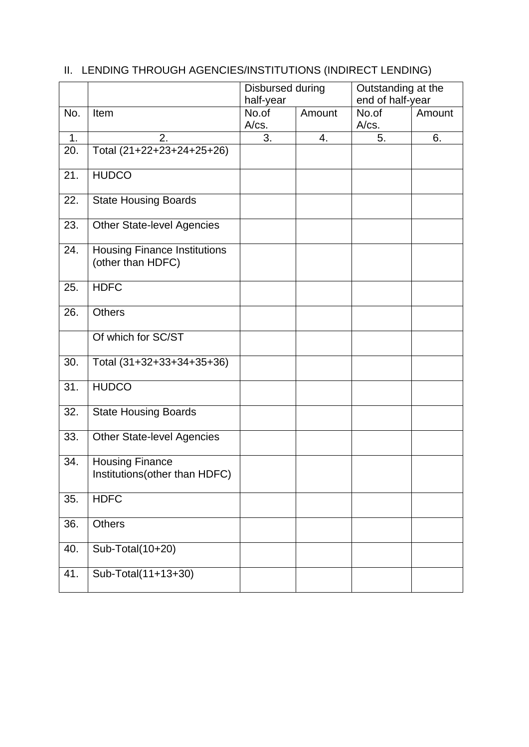## II. LENDING THROUGH AGENCIES/INSTITUTIONS (INDIRECT LENDING)

| | | Disbursed during half-year | | Outstanding at the end of half-year | |
|---|---|---|---|---|---|
| No. | Item | No.of A/cs. | Amount | No.of A/cs. | Amount |
| 1. | 2. | 3. | 4. | 5. | 6. |
| 20. | Total (21+22+23+24+25+26) | | | | |
| 21. | HUDCO | | | | |
| 22. | State Housing Boards | | | | |
| 23. | Other State-level Agencies | | | | |
| 24. | Housing Finance Institutions (other than HDFC) | | | | |
| 25. | HDFC | | | | |
| 26. | Others | | | | |
| | Of which for SC/ST | | | | |
| 30. | Total (31+32+33+34+35+36) | | | | |
| 31. | HUDCO | | | | |
| 32. | State Housing Boards | | | | |
| 33. | Other State-level Agencies | | | | |
| 34. | Housing Finance Institutions(other than HDFC) | | | | |
| 35. | HDFC | | | | |
| 36. | Others | | | | |
| 40. | Sub-Total(10+20) | | | | |
| 41. | Sub-Total(11+13+30) | | | | |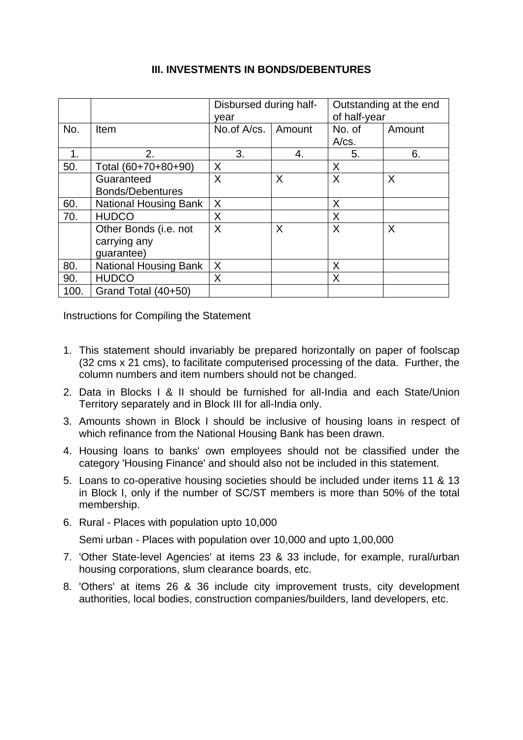### III. INVESTMENTS IN BONDS/DEBENTURES

| | | Disbursed during half-year | | Outstanding at the end of half-year | |
|---|---|---|---|---|---|
| No. | Item | No.of A/cs. | Amount | No. of A/cs. | Amount |
| 1. | 2. | 3. | 4. | 5. | 6. |
| 50. | Total (60+70+80+90) | X | | X | |
| | Guaranteed Bonds/Debentures | X | X | X | X |
| 60. | National Housing Bank | X | | X | |
| 70. | HUDCO | X | | X | |
| | Other Bonds (i.e. not carrying any guarantee) | X | X | X | X |
| 80. | National Housing Bank | X | | X | |
| 90. | HUDCO | X | | X | |
| 100. | Grand Total (40+50) | | | | |

Instructions for Compiling the Statement

1. This statement should invariably be prepared horizontally on paper of foolscap (32 cms x 21 cms), to facilitate computerised processing of the data. Further, the column numbers and item numbers should not be changed.
2. Data in Blocks I & II should be furnished for all-India and each State/Union Territory separately and in Block III for all-India only.
3. Amounts shown in Block I should be inclusive of housing loans in respect of which refinance from the National Housing Bank has been drawn.
4. Housing loans to banks' own employees should not be classified under the category 'Housing Finance' and should also not be included in this statement.
5. Loans to co-operative housing societies should be included under items 11 & 13 in Block I, only if the number of SC/ST members is more than 50% of the total membership.
6. Rural - Places with population upto 10,000

   Semi urban - Places with population over 10,000 and upto 1,00,000
7. 'Other State-level Agencies' at items 23 & 33 include, for example, rural/urban housing corporations, slum clearance boards, etc.
8. 'Others' at items 26 & 36 include city improvement trusts, city development authorities, local bodies, construction companies/builders, land developers, etc.